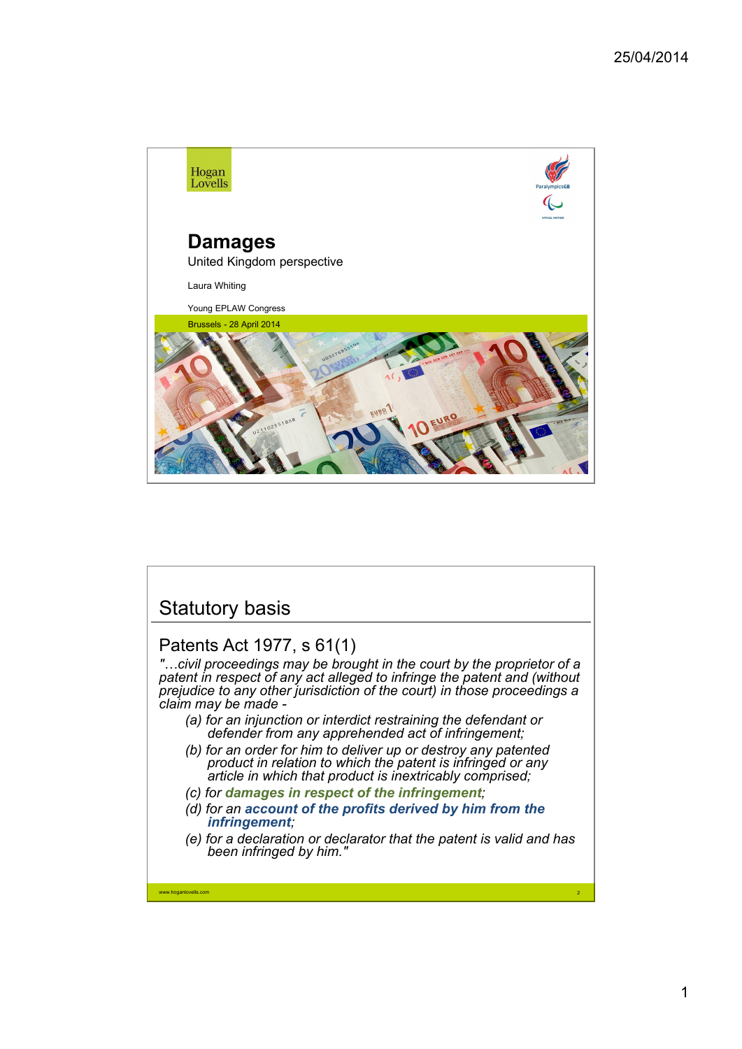Hogan Lovells

# Damages

United Kingdom perspective

Laura Whiting

Young EPLAW Congress

Brussels - 28 April 2014

## Statutory basis

### Patents Act 1977, s 61(1)

*"…civil proceedings may be brought in the court by the proprietor of a patent in respect of any act alleged to infringe the patent and (without prejudice to any other jurisdiction of the court) in those proceedings a claim may be made -*

*(a) for an injunction or interdict restraining the defendant or defender from any apprehended act of infringement;*

*(b) for an order for him to deliver up or destroy any patented product in relation to which the patent is infringed or any article in which that product is inextricably comprised;*

*(c) for* ***damages in respect of the infringement****;*

*(d) for an* ***account of the profits derived by him from the infringement****;*

*(e) for a declaration or declarator that the patent is valid and has been infringed by him."*

www.hoganlovells.com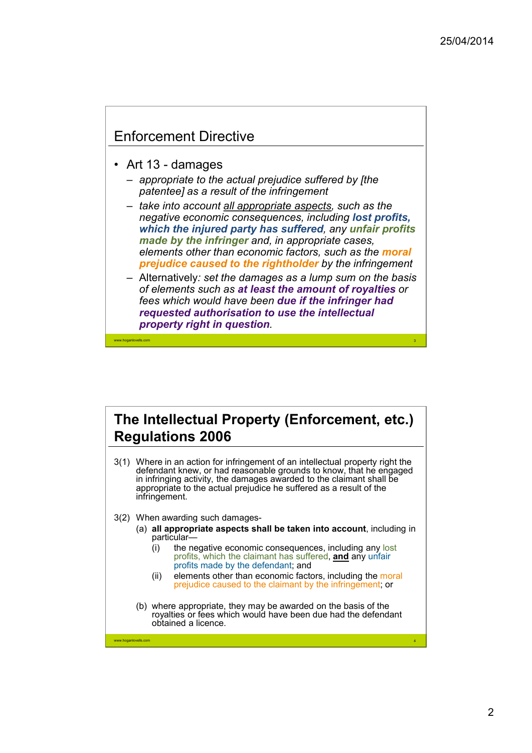## Enforcement Directive

- Art 13 - damages
  - *appropriate to the actual prejudice suffered by [the patentee] as a result of the infringement*
  - *take into account <u>all appropriate aspects</u>, such as the negative economic consequences, including **lost profits, which the injured party has suffered**, any **unfair profits made by the infringer** and, in appropriate cases, elements other than economic factors, such as the **moral prejudice caused to the rightholder** by the infringement*
  - Alternatively*: set the damages as a lump sum on the basis of elements such as **at least the amount of royalties** or fees which would have been **due if the infringer had requested authorisation to use the intellectual property right in question**.*

## The Intellectual Property (Enforcement, etc.) Regulations 2006

3(1) Where in an action for infringement of an intellectual property right the defendant knew, or had reasonable grounds to know, that he engaged in infringing activity, the damages awarded to the claimant shall be appropriate to the actual prejudice he suffered as a result of the infringement.

3(2) When awarding such damages-

(a) **all appropriate aspects shall be taken into account**, including in particular—

(i) the negative economic consequences, including any lost profits, which the claimant has suffered, <u>**and**</u> any unfair profits made by the defendant; and

(ii) elements other than economic factors, including the moral prejudice caused to the claimant by the infringement; or

(b) where appropriate, they may be awarded on the basis of the royalties or fees which would have been due had the defendant obtained a licence.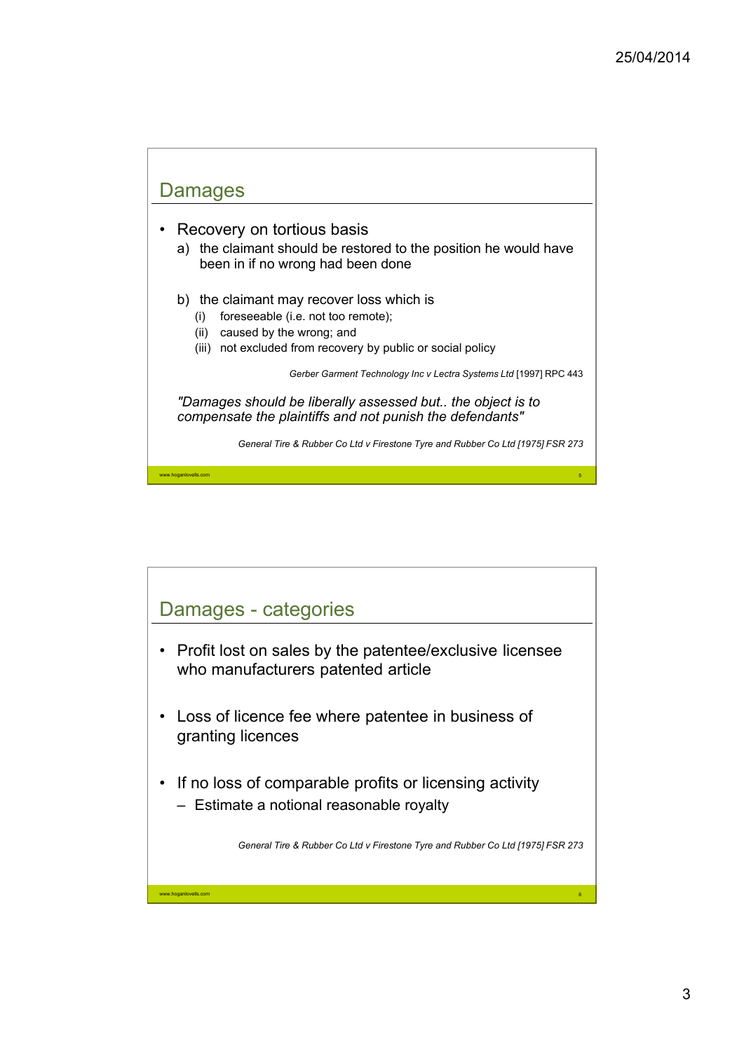## Damages

- Recovery on tortious basis
  a) the claimant should be restored to the position he would have been in if no wrong had been done

  b) the claimant may recover loss which is
     (i) foreseeable (i.e. not too remote);
     (ii) caused by the wrong; and
     (iii) not excluded from recovery by public or social policy

*Gerber Garment Technology Inc v Lectra Systems Ltd* [1997] RPC 443

*"Damages should be liberally assessed but.. the object is to compensate the plaintiffs and not punish the defendants"*

*General Tire & Rubber Co Ltd v Firestone Tyre and Rubber Co Ltd [1975] FSR 273*

## Damages - categories

- Profit lost on sales by the patentee/exclusive licensee who manufacturers patented article

- Loss of licence fee where patentee in business of granting licences

- If no loss of comparable profits or licensing activity
  - Estimate a notional reasonable royalty

*General Tire & Rubber Co Ltd v Firestone Tyre and Rubber Co Ltd [1975] FSR 273*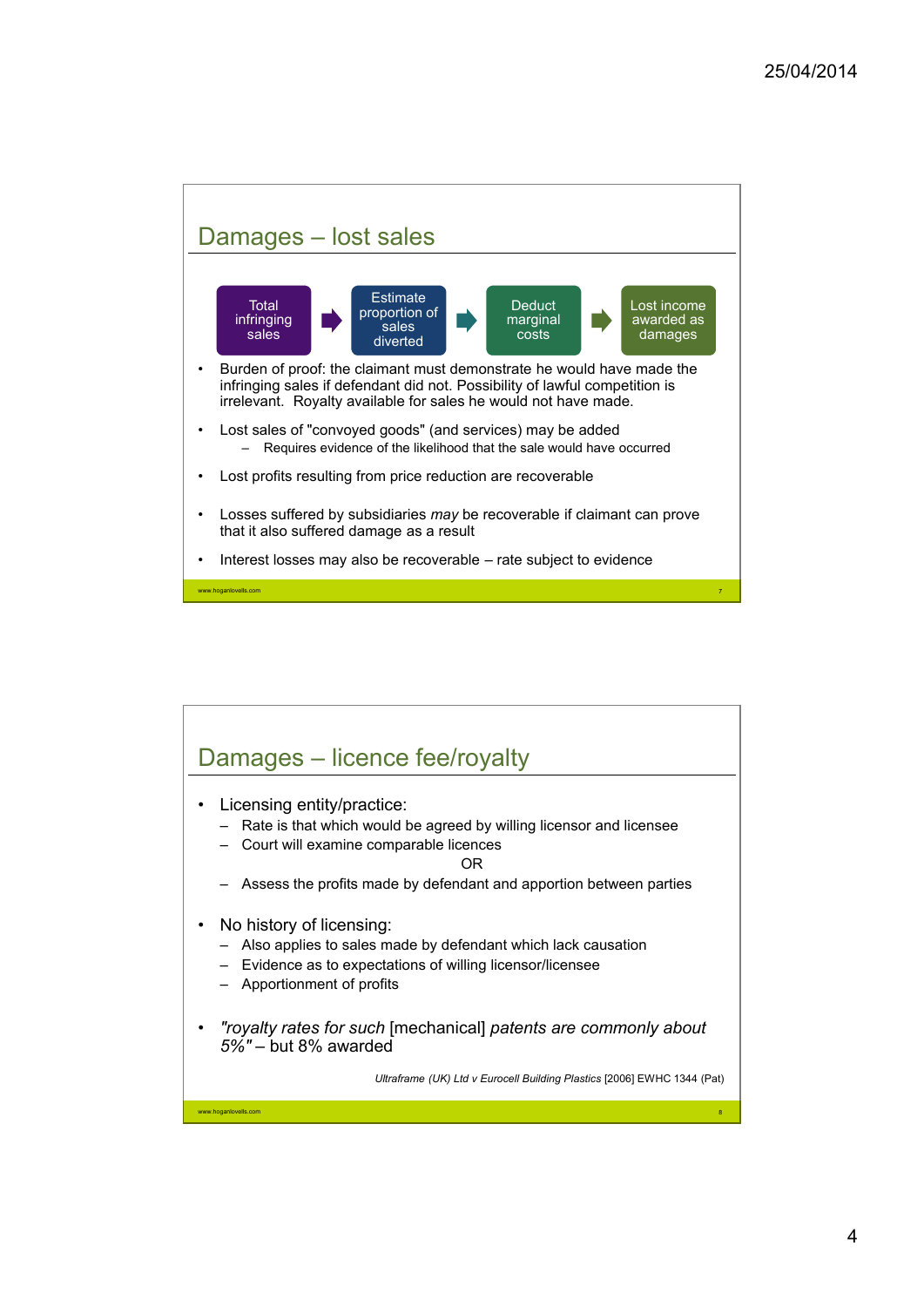## Damages – lost sales

Total infringing sales → Estimate proportion of sales diverted → Deduct marginal costs → Lost income awarded as damages

- Burden of proof: the claimant must demonstrate he would have made the infringing sales if defendant did not. Possibility of lawful competition is irrelevant. Royalty available for sales he would not have made.
- Lost sales of "convoyed goods" (and services) may be added
  - Requires evidence of the likelihood that the sale would have occurred
- Lost profits resulting from price reduction are recoverable
- Losses suffered by subsidiaries *may* be recoverable if claimant can prove that it also suffered damage as a result
- Interest losses may also be recoverable – rate subject to evidence

## Damages – licence fee/royalty

- Licensing entity/practice:
  - Rate is that which would be agreed by willing licensor and licensee
  - Court will examine comparable licences

  OR

  - Assess the profits made by defendant and apportion between parties
- No history of licensing:
  - Also applies to sales made by defendant which lack causation
  - Evidence as to expectations of willing licensor/licensee
  - Apportionment of profits
- *"royalty rates for such* [mechanical] *patents are commonly about 5%"* – but 8% awarded

*Ultraframe (UK) Ltd v Eurocell Building Plastics* [2006] EWHC 1344 (Pat)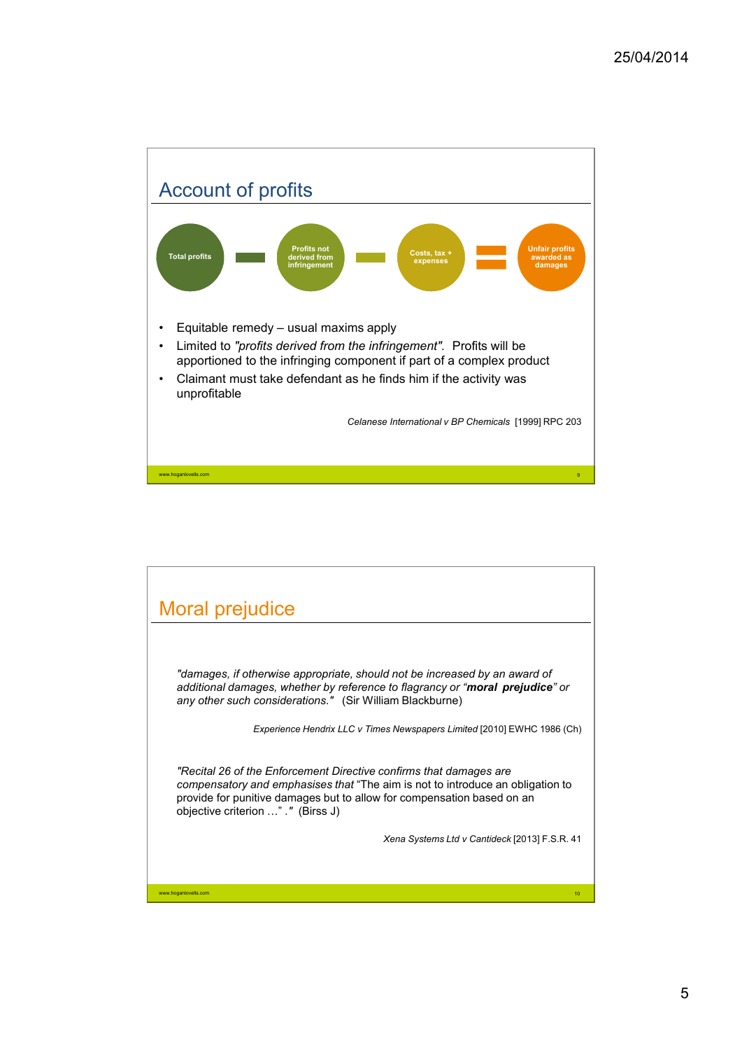## Account of profits

Total profits − Profits not derived from infringement − Costs, tax + expenses = Unfair profits awarded as damages

- Equitable remedy – usual maxims apply
- Limited to *"profits derived from the infringement"*. Profits will be apportioned to the infringing component if part of a complex product
- Claimant must take defendant as he finds him if the activity was unprofitable

*Celanese International v BP Chemicals* [1999] RPC 203

## Moral prejudice

*"damages, if otherwise appropriate, should not be increased by an award of additional damages, whether by reference to flagrancy or "**moral prejudice**" or any other such considerations."* (Sir William Blackburne)

*Experience Hendrix LLC v Times Newspapers Limited* [2010] EWHC 1986 (Ch)

*"Recital 26 of the Enforcement Directive confirms that damages are compensatory and emphasises that* "The aim is not to introduce an obligation to provide for punitive damages but to allow for compensation based on an objective criterion …" *."* (Birss J)

*Xena Systems Ltd v Cantideck* [2013] F.S.R. 41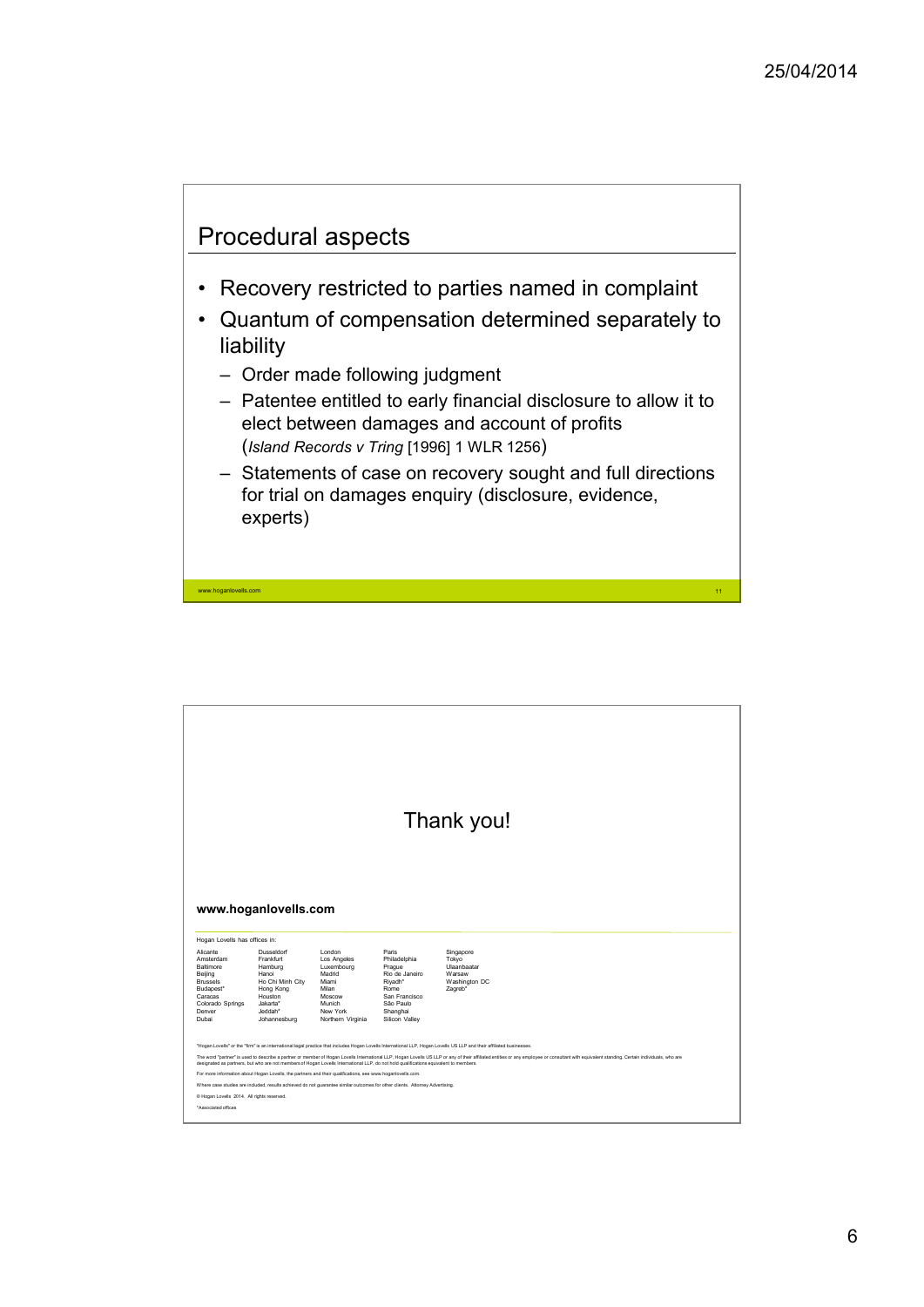## Procedural aspects

- Recovery restricted to parties named in complaint
- Quantum of compensation determined separately to liability
  - Order made following judgment
  - Patentee entitled to early financial disclosure to allow it to elect between damages and account of profits (*Island Records v Tring* [1996] 1 WLR 1256)
  - Statements of case on recovery sought and full directions for trial on damages enquiry (disclosure, evidence, experts)

Thank you!

**www.hoganlovells.com**

Hogan Lovells has offices in:

Alicante
Amsterdam
Baltimore
Beijing
Brussels
Budapest*
Caracas
Colorado Springs
Denver
Dubai
Dusseldorf
Frankfurt
Hamburg
Hanoi
Ho Chi Minh City
Hong Kong
Houston
Jakarta*
Jeddah*
Johannesburg
London
Los Angeles
Luxembourg
Madrid
Miami
Milan
Moscow
Munich
New York
Northern Virginia
Paris
Philadelphia
Prague
Rio de Janeiro
Riyadh*
Rome
San Francisco
São Paulo
Shanghai
Silicon Valley
Singapore
Tokyo
Ulaanbaatar
Warsaw
Washington DC
Zagreb*

"Hogan Lovells" or the "firm" is an international legal practice that includes Hogan Lovells International LLP, Hogan Lovells US LLP and their affiliated businesses.

The word "partner" is used to describe a partner or member of Hogan Lovells International LLP, Hogan Lovells US LLP or any of their affiliated entities or any employee or consultant with equivalent standing. Certain individuals, who are designated as partners, but who are not members of Hogan Lovells International LLP, do not hold qualifications equivalent to members.

For more information about Hogan Lovells, the partners and their qualifications, see www.hoganlovells.com.

Where case studies are included, results achieved do not guarantee similar outcomes for other clients. Attorney Advertising.

© Hogan Lovells 2014. All rights reserved.

*Associated offices